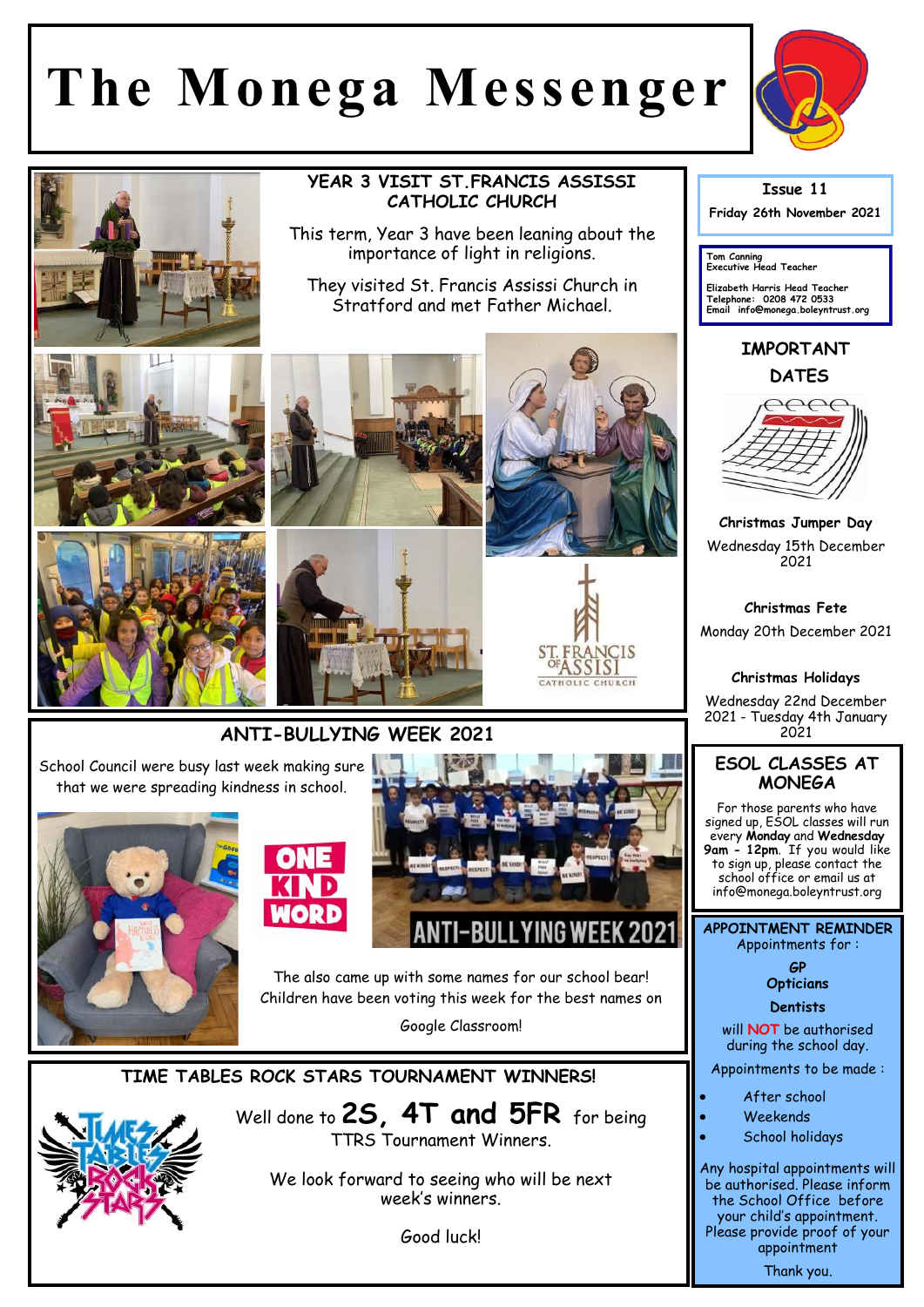# The Monega Messenger

**Issue 11**

**Friday 26th November 2021**

**Tom Canning**
**Executive Head Teacher**

**Elizabeth Harris Head Teacher**
**Telephone: 0208 472 0533**
**Email info@monega.boleyntrust.org**

## YEAR 3 VISIT ST.FRANCIS ASSISSI CATHOLIC CHURCH

This term, Year 3 have been leaning about the importance of light in religions.

They visited St. Francis Assissi Church in Stratford and met Father Michael.

## ANTI-BULLYING WEEK 2021

School Council were busy last week making sure that we were spreading kindness in school.

The also came up with some names for our school bear! Children have been voting this week for the best names on Google Classroom!

## TIME TABLES ROCK STARS TOURNAMENT WINNERS!

Well done to **2S, 4T and 5FR** for being TTRS Tournament Winners.

We look forward to seeing who will be next week's winners.

Good luck!

## IMPORTANT DATES

**Christmas Jumper Day**
Wednesday 15th December 2021

**Christmas Fete**
Monday 20th December 2021

**Christmas Holidays**
Wednesday 22nd December 2021 - Tuesday 4th January 2021

## ESOL CLASSES AT MONEGA

For those parents who have signed up, ESOL classes will run every **Monday** and **Wednesday 9am - 12pm**. If you would like to sign up, please contact the school office or email us at info@monega.boleyntrust.org

## APPOINTMENT REMINDER

Appointments for :

**GP**
**Opticians**
**Dentists**

will **NOT** be authorised during the school day.

Appointments to be made :

- After school
- Weekends
- School holidays

Any hospital appointments will be authorised. Please inform the School Office before your child's appointment. Please provide proof of your appointment

Thank you.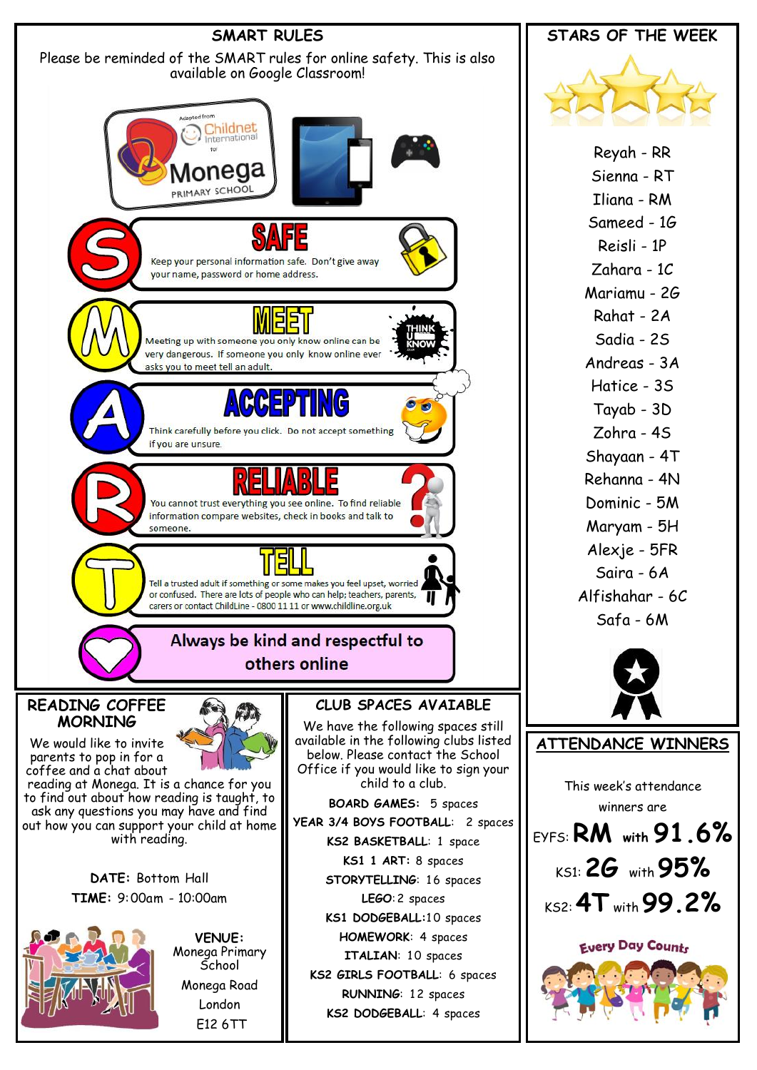## SMART RULES

Please be reminded of the SMART rules for online safety. This is also available on Google Classroom!

Adapted from Childnet International for Monega Primary School

**SAFE** – Keep your personal information safe. Don't give away your name, password or home address.

**MEET** – Meeting up with someone you only know online can be very dangerous. If someone you only know online ever asks you to meet tell an adult.

**ACCEPTING** – Think carefully before you click. Do not accept something if you are unsure.

**RELIABLE** – You cannot trust everything you see online. To find reliable information compare websites, check in books and talk to someone.

**TELL** – Tell a trusted adult if something or some makes you feel upset, worried or confused. There are lots of people who can help; teachers, parents, carers or contact ChildLine - 0800 11 11 or www.childline.org.uk

**Always be kind and respectful to others online**

## READING COFFEE MORNING

We would like to invite parents to pop in for a coffee and a chat about reading at Monega. It is a chance for you to find out about how reading is taught, to ask any questions you may have and find out how you can support your child at home with reading.

**DATE:** Bottom Hall

**TIME:** 9:00am - 10:00am

**VENUE:**
Monega Primary School
Monega Road
London
E12 6TT

## CLUB SPACES AVAIABLE

We have the following spaces still available in the following clubs listed below. Please contact the School Office if you would like to sign your child to a club.

- **BOARD GAMES:** 5 spaces
- **YEAR 3/4 BOYS FOOTBALL:** 2 spaces
- **KS2 BASKETBALL:** 1 space
- **KS1 1 ART:** 8 spaces
- **STORYTELLING:** 16 spaces
- **LEGO:** 2 spaces
- **KS1 DODGEBALL:** 10 spaces
- **HOMEWORK:** 4 spaces
- **ITALIAN:** 10 spaces
- **KS2 GIRLS FOOTBALL:** 6 spaces
- **RUNNING:** 12 spaces
- **KS2 DODGEBALL:** 4 spaces

## STARS OF THE WEEK

Reyah - RR
Sienna - RT
Iliana - RM
Sameed - 1G
Reisli - 1P
Zahara - 1C
Mariamu - 2G
Rahat - 2A
Sadia - 2S
Andreas - 3A
Hatice - 3S
Tayab - 3D
Zohra - 4S
Shayaan - 4T
Rehanna - 4N
Dominic - 5M
Maryam - 5H
Alexje - 5FR
Saira - 6A
Alfishahar - 6C
Safa - 6M

## ATTENDANCE WINNERS

This week's attendance winners are

EYFS: **RM** with **91.6%**

KS1: **2G** with **95%**

KS2: **4T** with **99.2%**

Every Day Counts